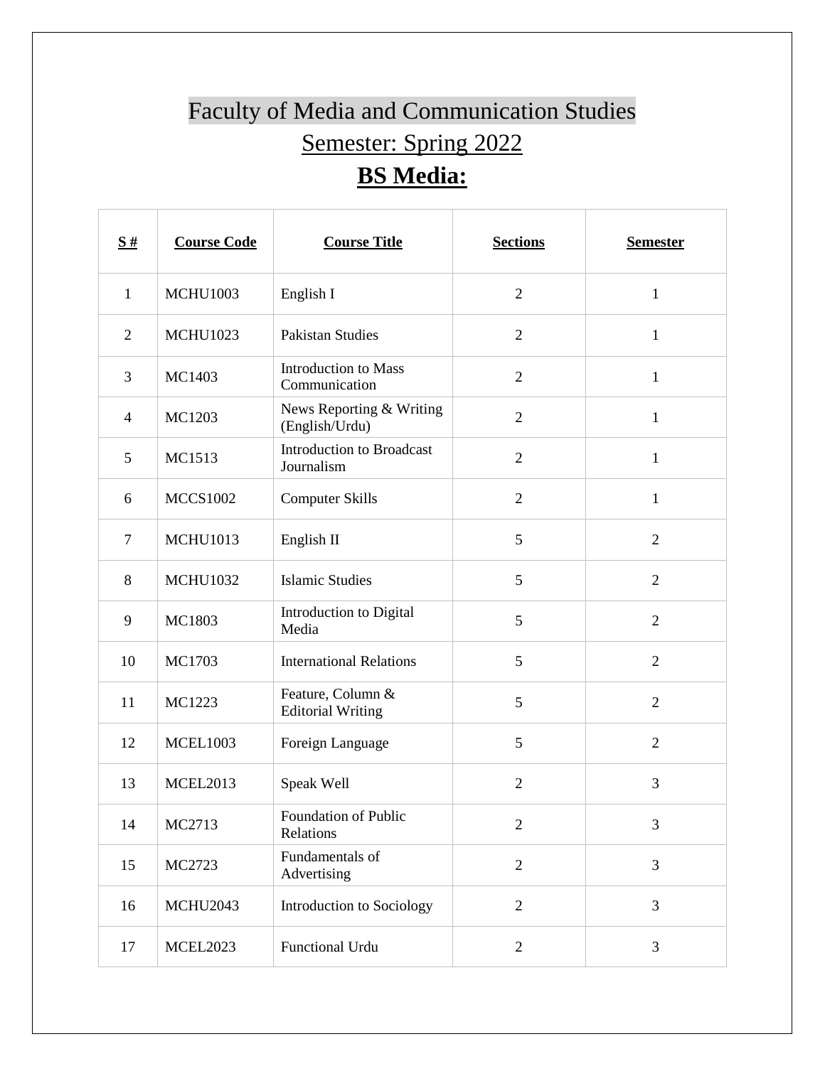# Faculty of Media and Communication Studies

## Semester: Spring 2022

## **BS Media:**

| **S #** | **Course Code** | **Course Title** | **Sections** | **Semester** |
|---|---|---|---|---|
| 1 | MCHU1003 | English I | 2 | 1 |
| 2 | MCHU1023 | Pakistan Studies | 2 | 1 |
| 3 | MC1403 | Introduction to Mass Communication | 2 | 1 |
| 4 | MC1203 | News Reporting & Writing (English/Urdu) | 2 | 1 |
| 5 | MC1513 | Introduction to Broadcast Journalism | 2 | 1 |
| 6 | MCCS1002 | Computer Skills | 2 | 1 |
| 7 | MCHU1013 | English II | 5 | 2 |
| 8 | MCHU1032 | Islamic Studies | 5 | 2 |
| 9 | MC1803 | Introduction to Digital Media | 5 | 2 |
| 10 | MC1703 | International Relations | 5 | 2 |
| 11 | MC1223 | Feature, Column & Editorial Writing | 5 | 2 |
| 12 | MCEL1003 | Foreign Language | 5 | 2 |
| 13 | MCEL2013 | Speak Well | 2 | 3 |
| 14 | MC2713 | Foundation of Public Relations | 2 | 3 |
| 15 | MC2723 | Fundamentals of Advertising | 2 | 3 |
| 16 | MCHU2043 | Introduction to Sociology | 2 | 3 |
| 17 | MCEL2023 | Functional Urdu | 2 | 3 |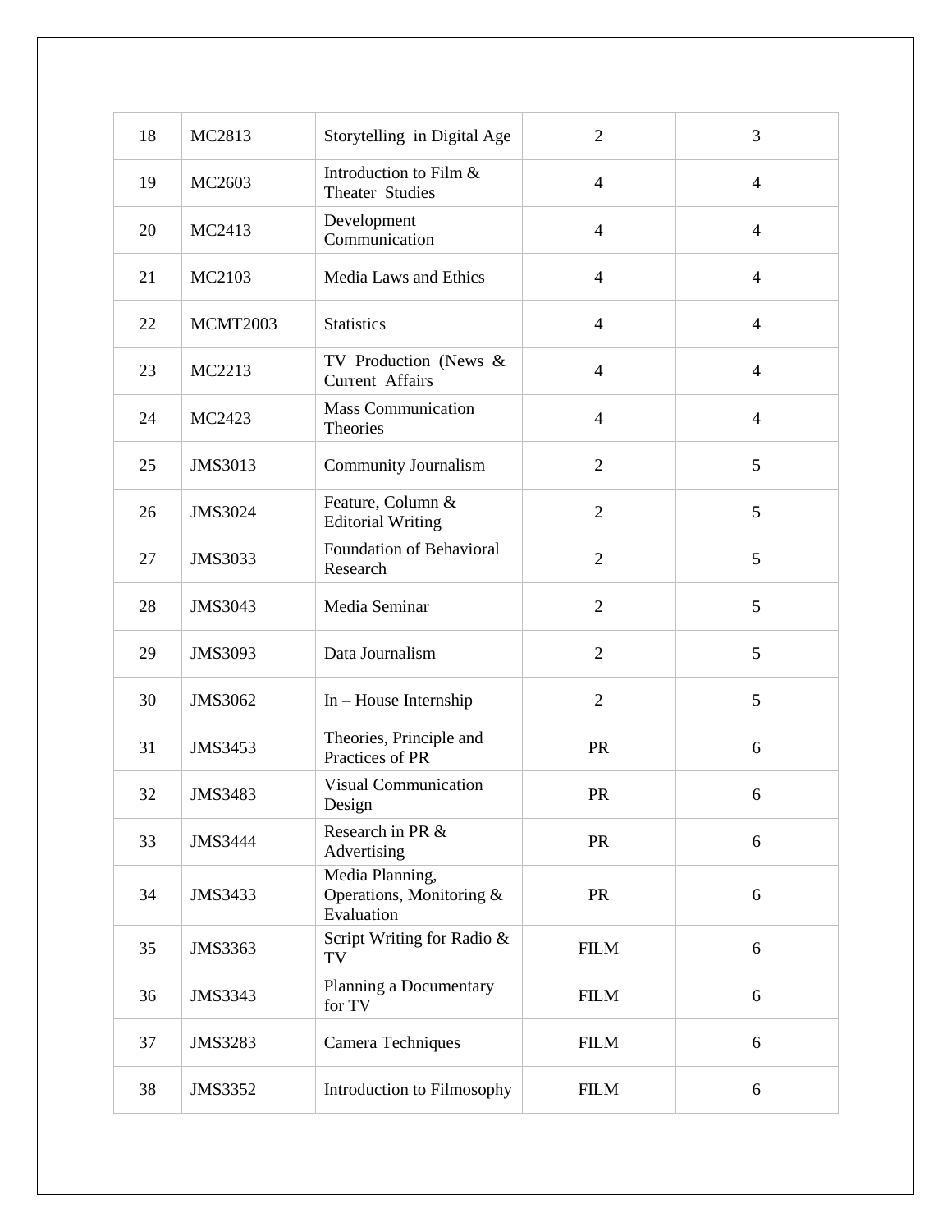| 18 | MC2813 | Storytelling in Digital Age | 2 | 3 |
|---|---|---|---|---|
| 19 | MC2603 | Introduction to Film & Theater Studies | 4 | 4 |
| 20 | MC2413 | Development Communication | 4 | 4 |
| 21 | MC2103 | Media Laws and Ethics | 4 | 4 |
| 22 | MCMT2003 | Statistics | 4 | 4 |
| 23 | MC2213 | TV Production (News & Current Affairs | 4 | 4 |
| 24 | MC2423 | Mass Communication Theories | 4 | 4 |
| 25 | JMS3013 | Community Journalism | 2 | 5 |
| 26 | JMS3024 | Feature, Column & Editorial Writing | 2 | 5 |
| 27 | JMS3033 | Foundation of Behavioral Research | 2 | 5 |
| 28 | JMS3043 | Media Seminar | 2 | 5 |
| 29 | JMS3093 | Data Journalism | 2 | 5 |
| 30 | JMS3062 | In – House Internship | 2 | 5 |
| 31 | JMS3453 | Theories, Principle and Practices of PR | PR | 6 |
| 32 | JMS3483 | Visual Communication Design | PR | 6 |
| 33 | JMS3444 | Research in PR & Advertising | PR | 6 |
| 34 | JMS3433 | Media Planning, Operations, Monitoring & Evaluation | PR | 6 |
| 35 | JMS3363 | Script Writing for Radio & TV | FILM | 6 |
| 36 | JMS3343 | Planning a Documentary for TV | FILM | 6 |
| 37 | JMS3283 | Camera Techniques | FILM | 6 |
| 38 | JMS3352 | Introduction to Filmosophy | FILM | 6 |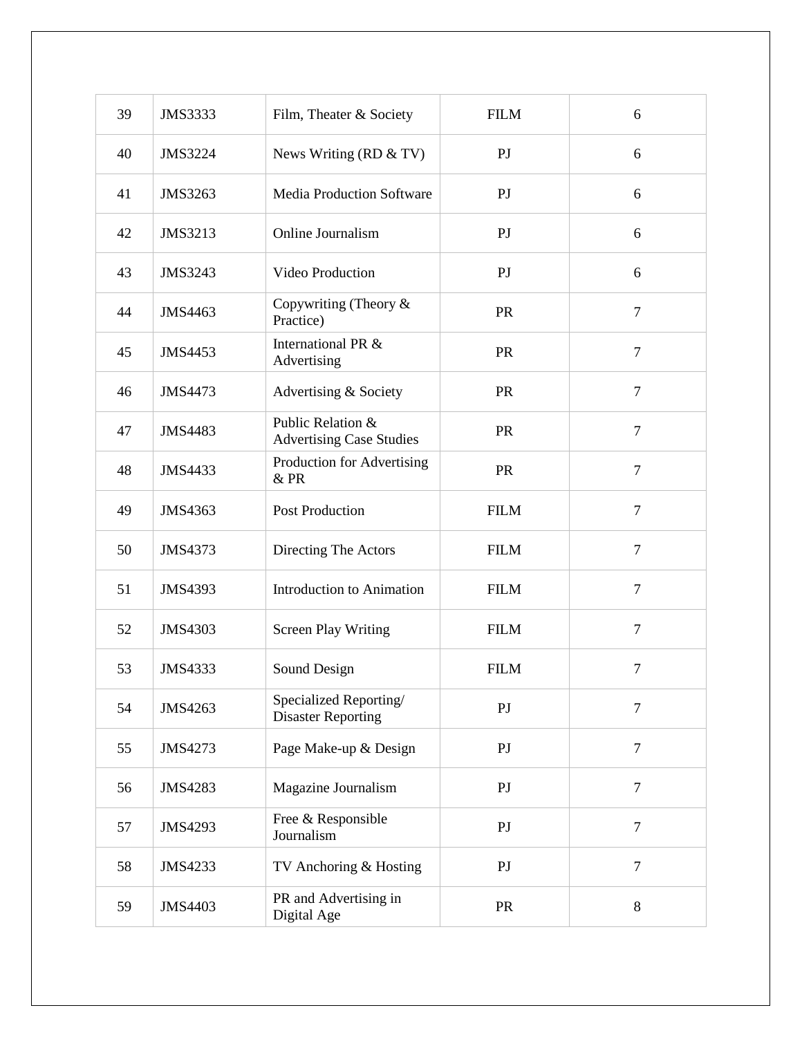| 39 | JMS3333 | Film, Theater & Society | FILM | 6 |
|---|---|---|---|---|
| 40 | JMS3224 | News Writing (RD & TV) | PJ | 6 |
| 41 | JMS3263 | Media Production Software | PJ | 6 |
| 42 | JMS3213 | Online Journalism | PJ | 6 |
| 43 | JMS3243 | Video Production | PJ | 6 |
| 44 | JMS4463 | Copywriting (Theory & Practice) | PR | 7 |
| 45 | JMS4453 | International PR & Advertising | PR | 7 |
| 46 | JMS4473 | Advertising & Society | PR | 7 |
| 47 | JMS4483 | Public Relation & Advertising Case Studies | PR | 7 |
| 48 | JMS4433 | Production for Advertising & PR | PR | 7 |
| 49 | JMS4363 | Post Production | FILM | 7 |
| 50 | JMS4373 | Directing The Actors | FILM | 7 |
| 51 | JMS4393 | Introduction to Animation | FILM | 7 |
| 52 | JMS4303 | Screen Play Writing | FILM | 7 |
| 53 | JMS4333 | Sound Design | FILM | 7 |
| 54 | JMS4263 | Specialized Reporting/ Disaster Reporting | PJ | 7 |
| 55 | JMS4273 | Page Make-up & Design | PJ | 7 |
| 56 | JMS4283 | Magazine Journalism | PJ | 7 |
| 57 | JMS4293 | Free & Responsible Journalism | PJ | 7 |
| 58 | JMS4233 | TV Anchoring & Hosting | PJ | 7 |
| 59 | JMS4403 | PR and Advertising in Digital Age | PR | 8 |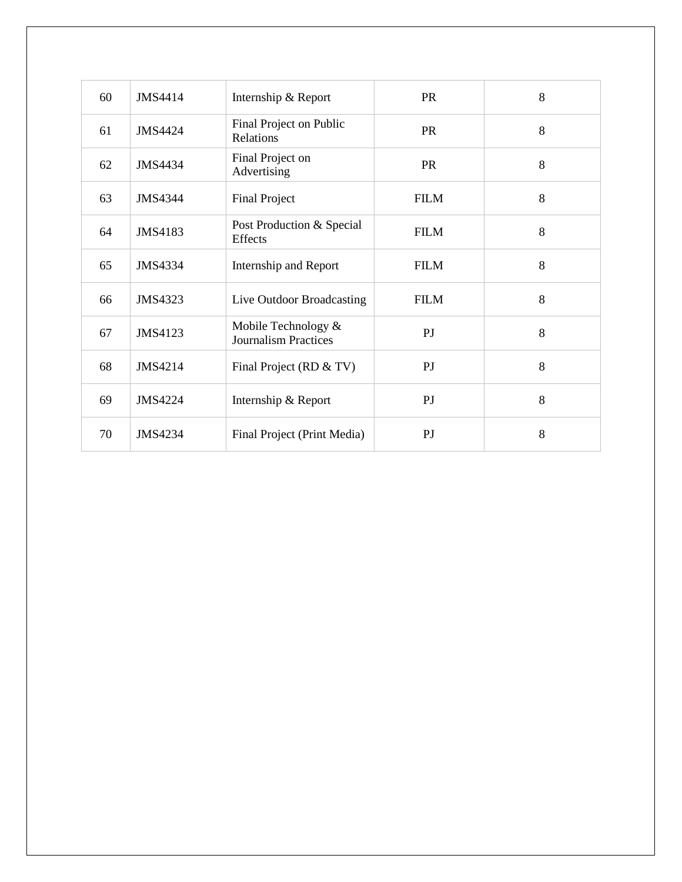| | | | | |
|---|---|---|---|---|
| 60 | JMS4414 | Internship & Report | PR | 8 |
| 61 | JMS4424 | Final Project on Public Relations | PR | 8 |
| 62 | JMS4434 | Final Project on Advertising | PR | 8 |
| 63 | JMS4344 | Final Project | FILM | 8 |
| 64 | JMS4183 | Post Production & Special Effects | FILM | 8 |
| 65 | JMS4334 | Internship and Report | FILM | 8 |
| 66 | JMS4323 | Live Outdoor Broadcasting | FILM | 8 |
| 67 | JMS4123 | Mobile Technology & Journalism Practices | PJ | 8 |
| 68 | JMS4214 | Final Project (RD & TV) | PJ | 8 |
| 69 | JMS4224 | Internship & Report | PJ | 8 |
| 70 | JMS4234 | Final Project (Print Media) | PJ | 8 |